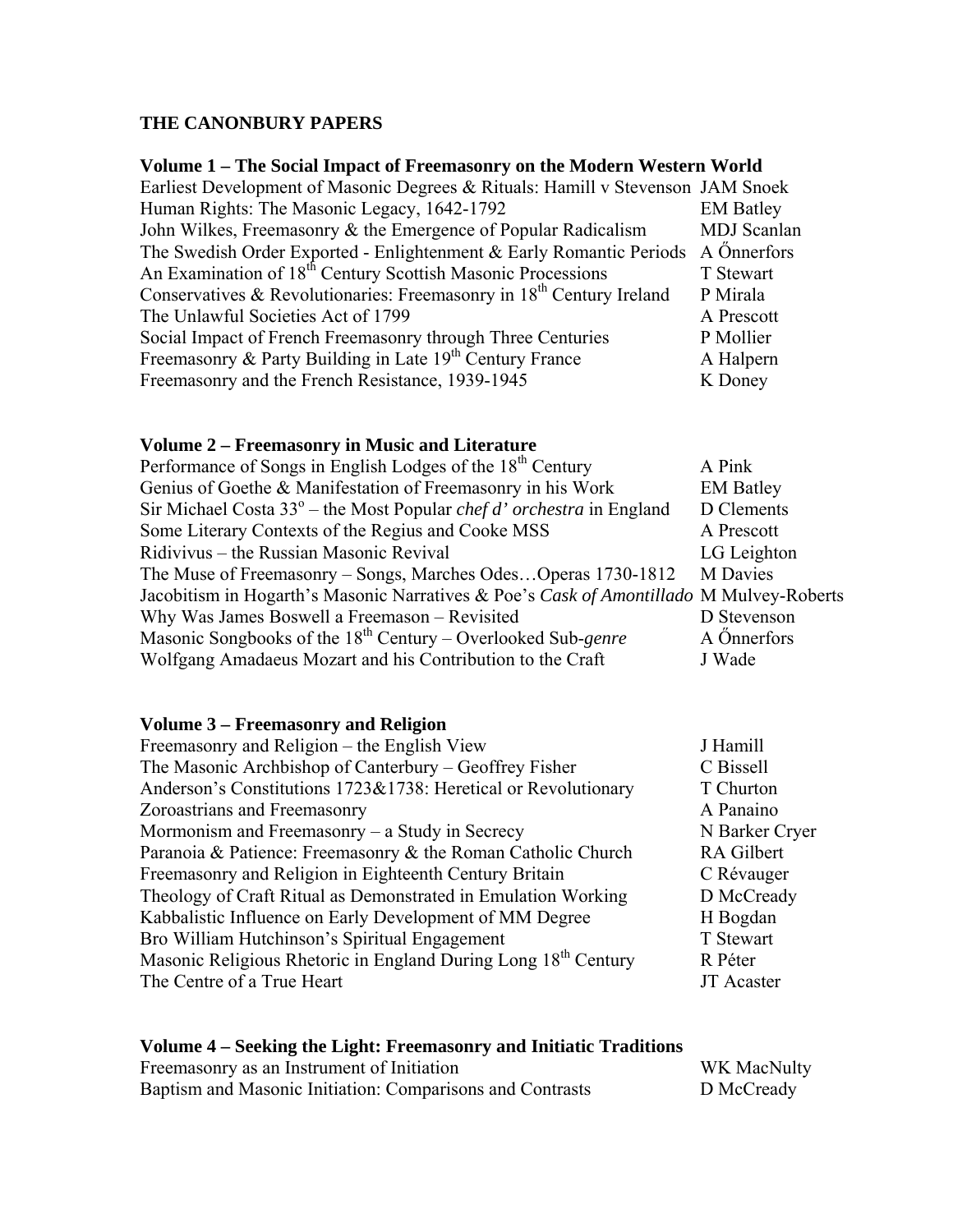# THE CANONBURY PAPERS

## Volume 1 – The Social Impact of Freemasonry on the Modern Western World

| | |
|---|---|
| Earliest Development of Masonic Degrees & Rituals: Hamill v Stevenson | JAM Snoek |
| Human Rights: The Masonic Legacy, 1642-1792 | EM Batley |
| John Wilkes, Freemasonry & the Emergence of Popular Radicalism | MDJ Scanlan |
| The Swedish Order Exported - Enlightenment & Early Romantic Periods | A Őnnerfors |
| An Examination of 18th Century Scottish Masonic Processions | T Stewart |
| Conservatives & Revolutionaries: Freemasonry in 18th Century Ireland | P Mirala |
| The Unlawful Societies Act of 1799 | A Prescott |
| Social Impact of French Freemasonry through Three Centuries | P Mollier |
| Freemasonry & Party Building in Late 19th Century France | A Halpern |
| Freemasonry and the French Resistance, 1939-1945 | K Doney |

## Volume 2 – Freemasonry in Music and Literature

| | |
|---|---|
| Performance of Songs in English Lodges of the 18th Century | A Pink |
| Genius of Goethe & Manifestation of Freemasonry in his Work | EM Batley |
| Sir Michael Costa 33° – the Most Popular *chef d' orchestra* in England | D Clements |
| Some Literary Contexts of the Regius and Cooke MSS | A Prescott |
| Ridivivus – the Russian Masonic Revival | LG Leighton |
| The Muse of Freemasonry – Songs, Marches Odes…Operas 1730-1812 | M Davies |
| Jacobitism in Hogarth's Masonic Narratives & Poe's *Cask of Amontillado* | M Mulvey-Roberts |
| Why Was James Boswell a Freemason – Revisited | D Stevenson |
| Masonic Songbooks of the 18th Century – Overlooked Sub-*genre* | A Őnnerfors |
| Wolfgang Amadaeus Mozart and his Contribution to the Craft | J Wade |

## Volume 3 – Freemasonry and Religion

| | |
|---|---|
| Freemasonry and Religion – the English View | J Hamill |
| The Masonic Archbishop of Canterbury – Geoffrey Fisher | C Bissell |
| Anderson's Constitutions 1723&1738: Heretical or Revolutionary | T Churton |
| Zoroastrians and Freemasonry | A Panaino |
| Mormonism and Freemasonry – a Study in Secrecy | N Barker Cryer |
| Paranoia & Patience: Freemasonry & the Roman Catholic Church | RA Gilbert |
| Freemasonry and Religion in Eighteenth Century Britain | C Révauger |
| Theology of Craft Ritual as Demonstrated in Emulation Working | D McCready |
| Kabbalistic Influence on Early Development of MM Degree | H Bogdan |
| Bro William Hutchinson's Spiritual Engagement | T Stewart |
| Masonic Religious Rhetoric in England During Long 18th Century | R Péter |
| The Centre of a True Heart | JT Acaster |

## Volume 4 – Seeking the Light: Freemasonry and Initiatic Traditions

| | |
|---|---|
| Freemasonry as an Instrument of Initiation | WK MacNulty |
| Baptism and Masonic Initiation: Comparisons and Contrasts | D McCready |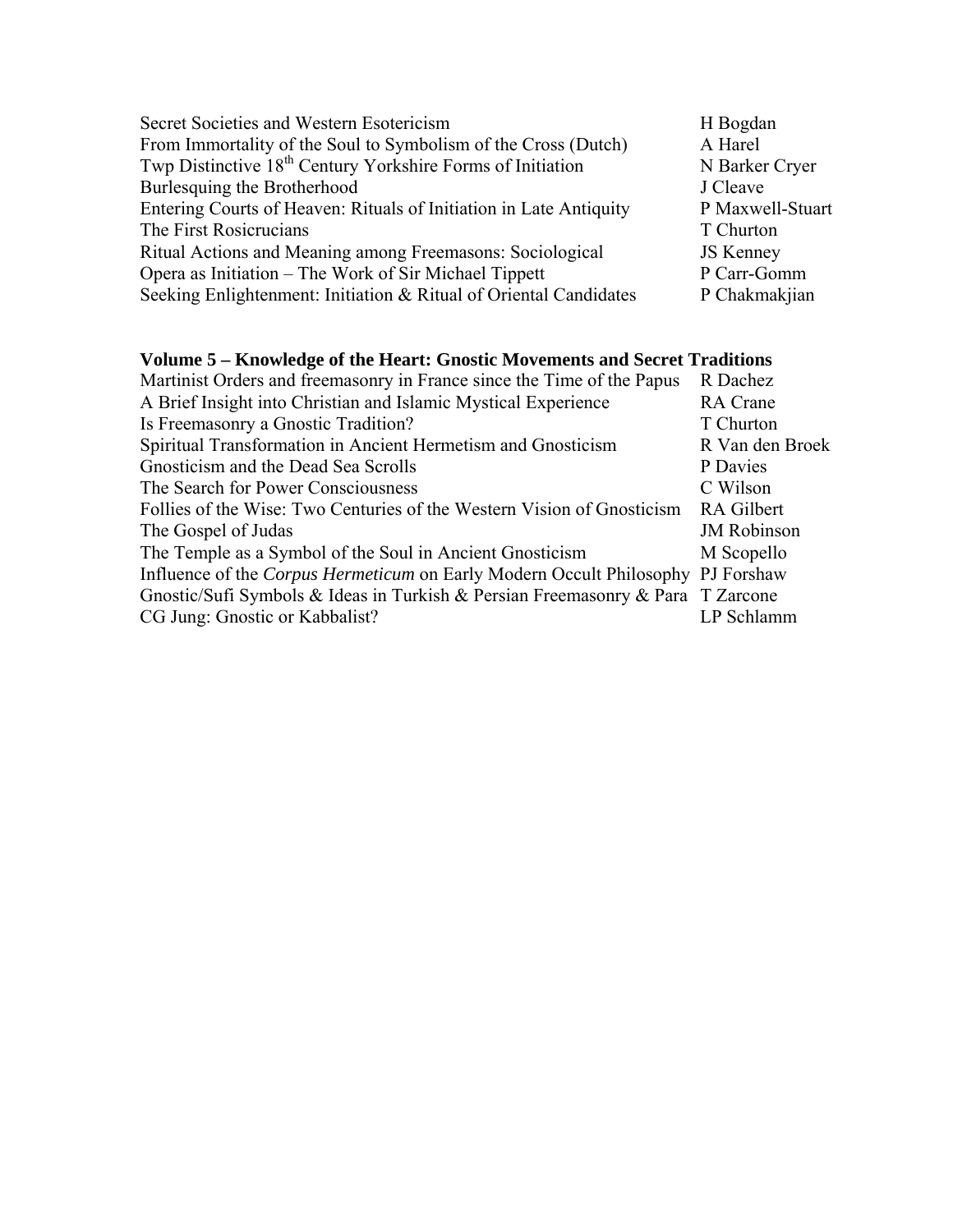| | |
|---|---|
| Secret Societies and Western Esotericism | H Bogdan |
| From Immortality of the Soul to Symbolism of the Cross (Dutch) | A Harel |
| Twp Distinctive 18th Century Yorkshire Forms of Initiation | N Barker Cryer |
| Burlesquing the Brotherhood | J Cleave |
| Entering Courts of Heaven: Rituals of Initiation in Late Antiquity | P Maxwell-Stuart |
| The First Rosicrucians | T Churton |
| Ritual Actions and Meaning among Freemasons: Sociological | JS Kenney |
| Opera as Initiation – The Work of Sir Michael Tippett | P Carr-Gomm |
| Seeking Enlightenment: Initiation & Ritual of Oriental Candidates | P Chakmakjian |

**Volume 5 – Knowledge of the Heart: Gnostic Movements and Secret Traditions**

| | |
|---|---|
| Martinist Orders and freemasonry in France since the Time of the Papus | R Dachez |
| A Brief Insight into Christian and Islamic Mystical Experience | RA Crane |
| Is Freemasonry a Gnostic Tradition? | T Churton |
| Spiritual Transformation in Ancient Hermetism and Gnosticism | R Van den Broek |
| Gnosticism and the Dead Sea Scrolls | P Davies |
| The Search for Power Consciousness | C Wilson |
| Follies of the Wise: Two Centuries of the Western Vision of Gnosticism | RA Gilbert |
| The Gospel of Judas | JM Robinson |
| The Temple as a Symbol of the Soul in Ancient Gnosticism | M Scopello |
| Influence of the *Corpus Hermeticum* on Early Modern Occult Philosophy | PJ Forshaw |
| Gnostic/Sufi Symbols & Ideas in Turkish & Persian Freemasonry & Para | T Zarcone |
| CG Jung: Gnostic or Kabbalist? | LP Schlamm |